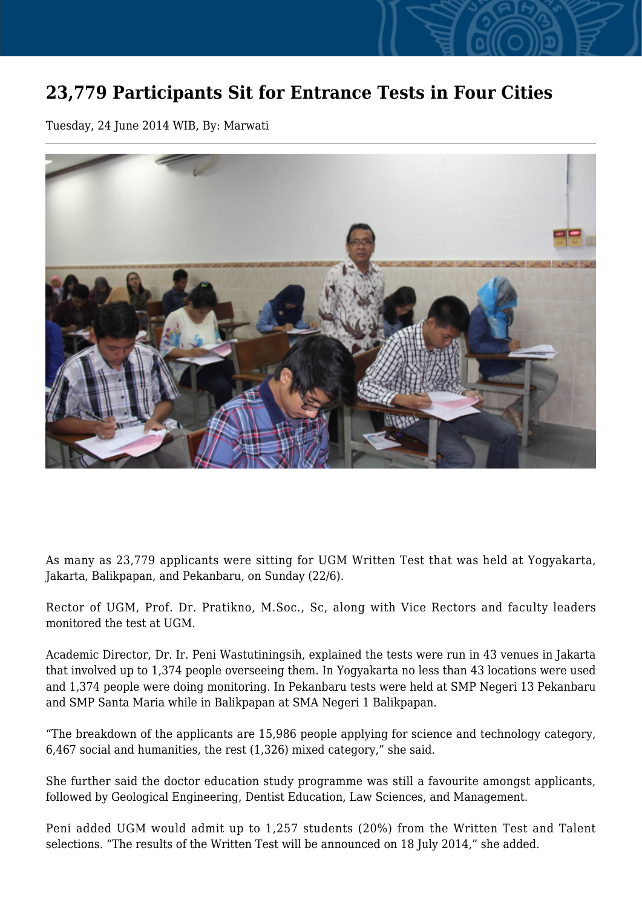# 23,779 Participants Sit for Entrance Tests in Four Cities

Tuesday, 24 June 2014 WIB, By: Marwati

As many as 23,779 applicants were sitting for UGM Written Test that was held at Yogyakarta, Jakarta, Balikpapan, and Pekanbaru, on Sunday (22/6).

Rector of UGM, Prof. Dr. Pratikno, M.Soc., Sc, along with Vice Rectors and faculty leaders monitored the test at UGM.

Academic Director, Dr. Ir. Peni Wastutiningsih, explained the tests were run in 43 venues in Jakarta that involved up to 1,374 people overseeing them. In Yogyakarta no less than 43 locations were used and 1,374 people were doing monitoring. In Pekanbaru tests were held at SMP Negeri 13 Pekanbaru and SMP Santa Maria while in Balikpapan at SMA Negeri 1 Balikpapan.

“The breakdown of the applicants are 15,986 people applying for science and technology category, 6,467 social and humanities, the rest (1,326) mixed category,” she said.

She further said the doctor education study programme was still a favourite amongst applicants, followed by Geological Engineering, Dentist Education, Law Sciences, and Management.

Peni added UGM would admit up to 1,257 students (20%) from the Written Test and Talent selections. “The results of the Written Test will be announced on 18 July 2014,” she added.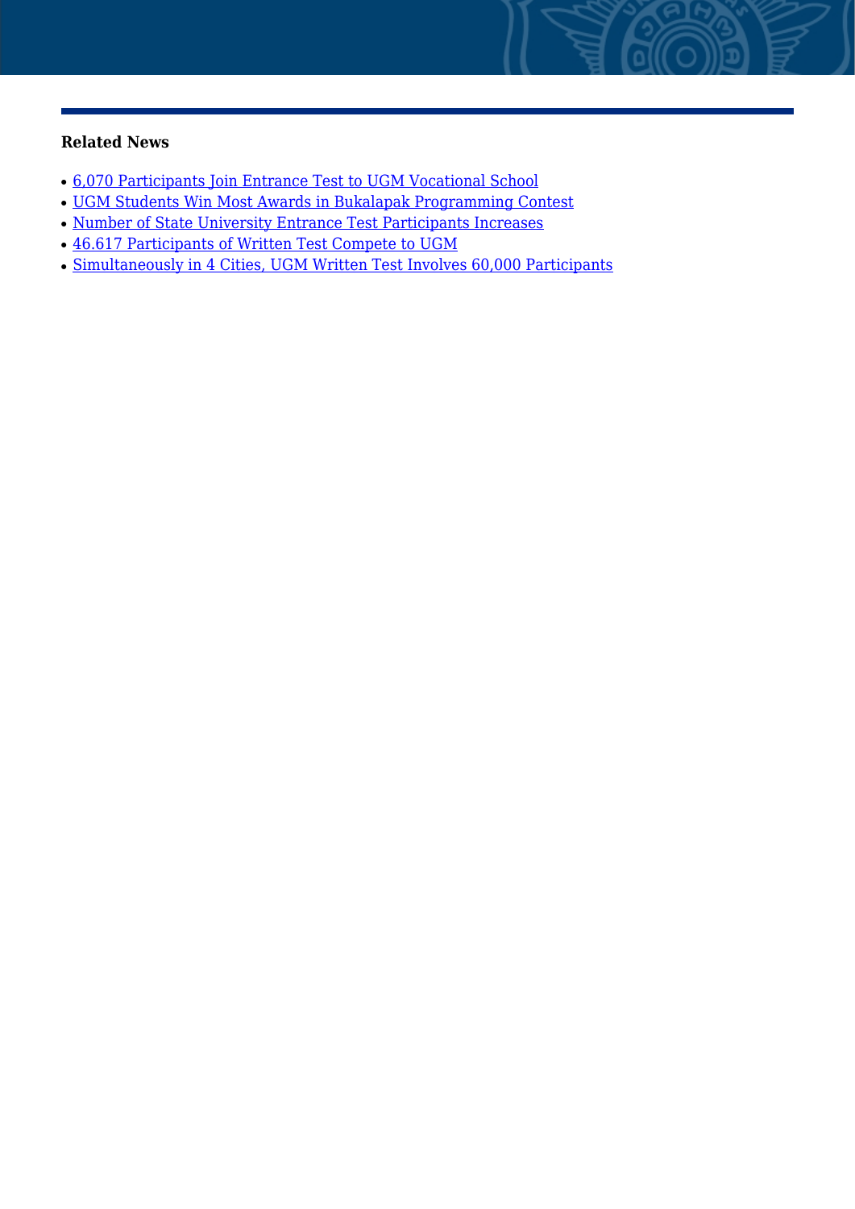### Related News

- 6,070 Participants Join Entrance Test to UGM Vocational School
- UGM Students Win Most Awards in Bukalapak Programming Contest
- Number of State University Entrance Test Participants Increases
- 46.617 Participants of Written Test Compete to UGM
- Simultaneously in 4 Cities, UGM Written Test Involves 60,000 Participants